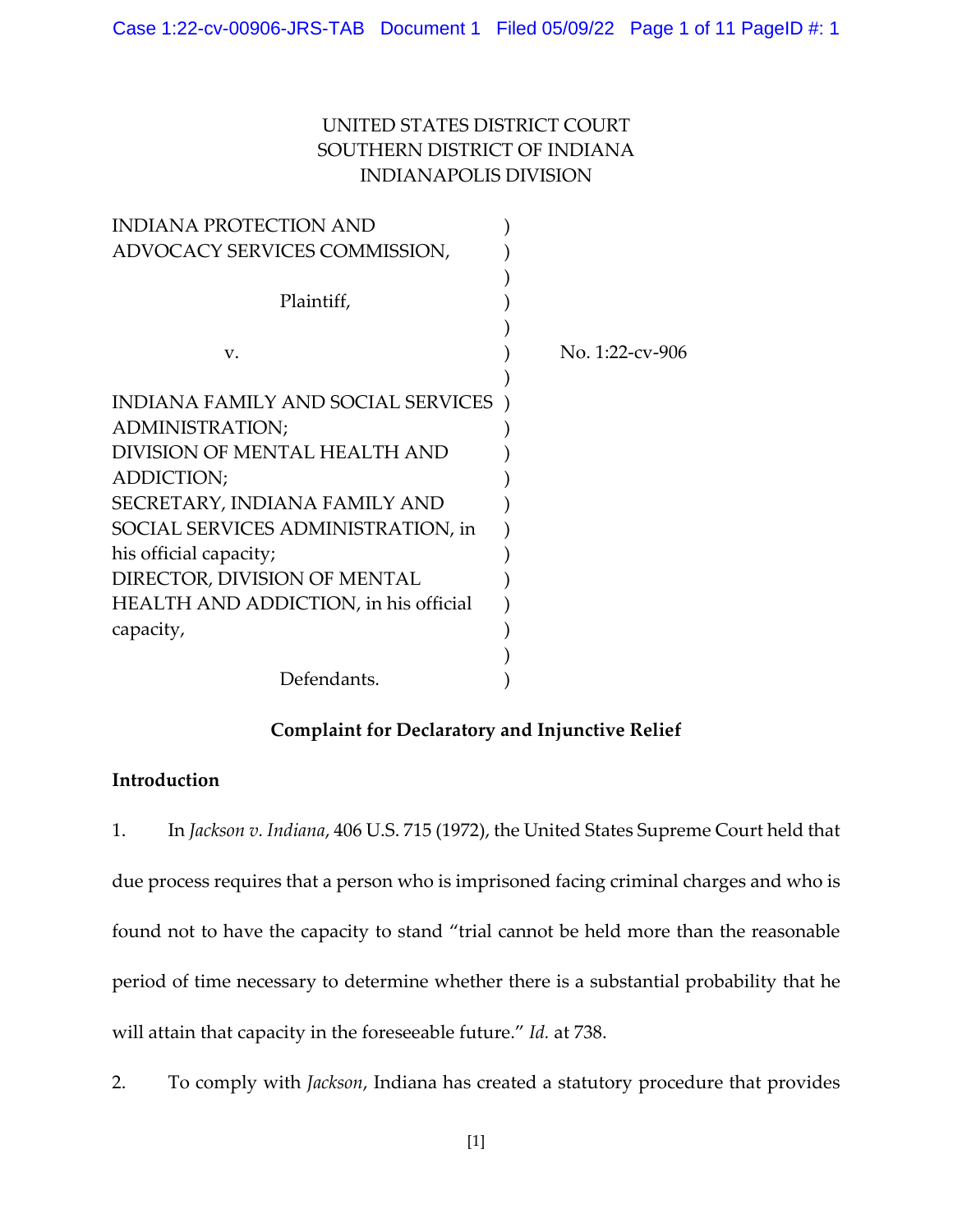UNITED STATES DISTRICT COURT
SOUTHERN DISTRICT OF INDIANA
INDIANAPOLIS DIVISION

INDIANA PROTECTION AND ADVOCACY SERVICES COMMISSION,

Plaintiff,

v.

No. 1:22-cv-906

INDIANA FAMILY AND SOCIAL SERVICES ADMINISTRATION;
DIVISION OF MENTAL HEALTH AND ADDICTION;
SECRETARY, INDIANA FAMILY AND SOCIAL SERVICES ADMINISTRATION, in his official capacity;
DIRECTOR, DIVISION OF MENTAL HEALTH AND ADDICTION, in his official capacity,

Defendants.

**Complaint for Declaratory and Injunctive Relief**

**Introduction**

1. In *Jackson v. Indiana*, 406 U.S. 715 (1972), the United States Supreme Court held that due process requires that a person who is imprisoned facing criminal charges and who is found not to have the capacity to stand "trial cannot be held more than the reasonable period of time necessary to determine whether there is a substantial probability that he will attain that capacity in the foreseeable future." *Id.* at 738.

2. To comply with *Jackson*, Indiana has created a statutory procedure that provides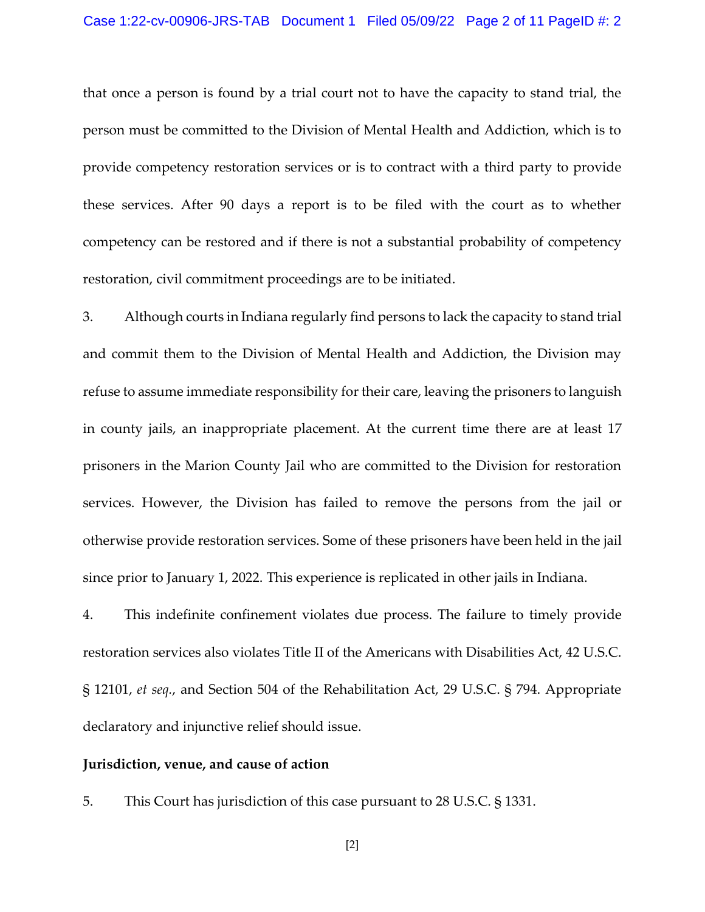that once a person is found by a trial court not to have the capacity to stand trial, the person must be committed to the Division of Mental Health and Addiction, which is to provide competency restoration services or is to contract with a third party to provide these services. After 90 days a report is to be filed with the court as to whether competency can be restored and if there is not a substantial probability of competency restoration, civil commitment proceedings are to be initiated.

3. Although courts in Indiana regularly find persons to lack the capacity to stand trial and commit them to the Division of Mental Health and Addiction, the Division may refuse to assume immediate responsibility for their care, leaving the prisoners to languish in county jails, an inappropriate placement. At the current time there are at least 17 prisoners in the Marion County Jail who are committed to the Division for restoration services. However, the Division has failed to remove the persons from the jail or otherwise provide restoration services. Some of these prisoners have been held in the jail since prior to January 1, 2022. This experience is replicated in other jails in Indiana.

4. This indefinite confinement violates due process. The failure to timely provide restoration services also violates Title II of the Americans with Disabilities Act, 42 U.S.C. § 12101, *et seq.*, and Section 504 of the Rehabilitation Act, 29 U.S.C. § 794. Appropriate declaratory and injunctive relief should issue.

**Jurisdiction, venue, and cause of action**

5. This Court has jurisdiction of this case pursuant to 28 U.S.C. § 1331.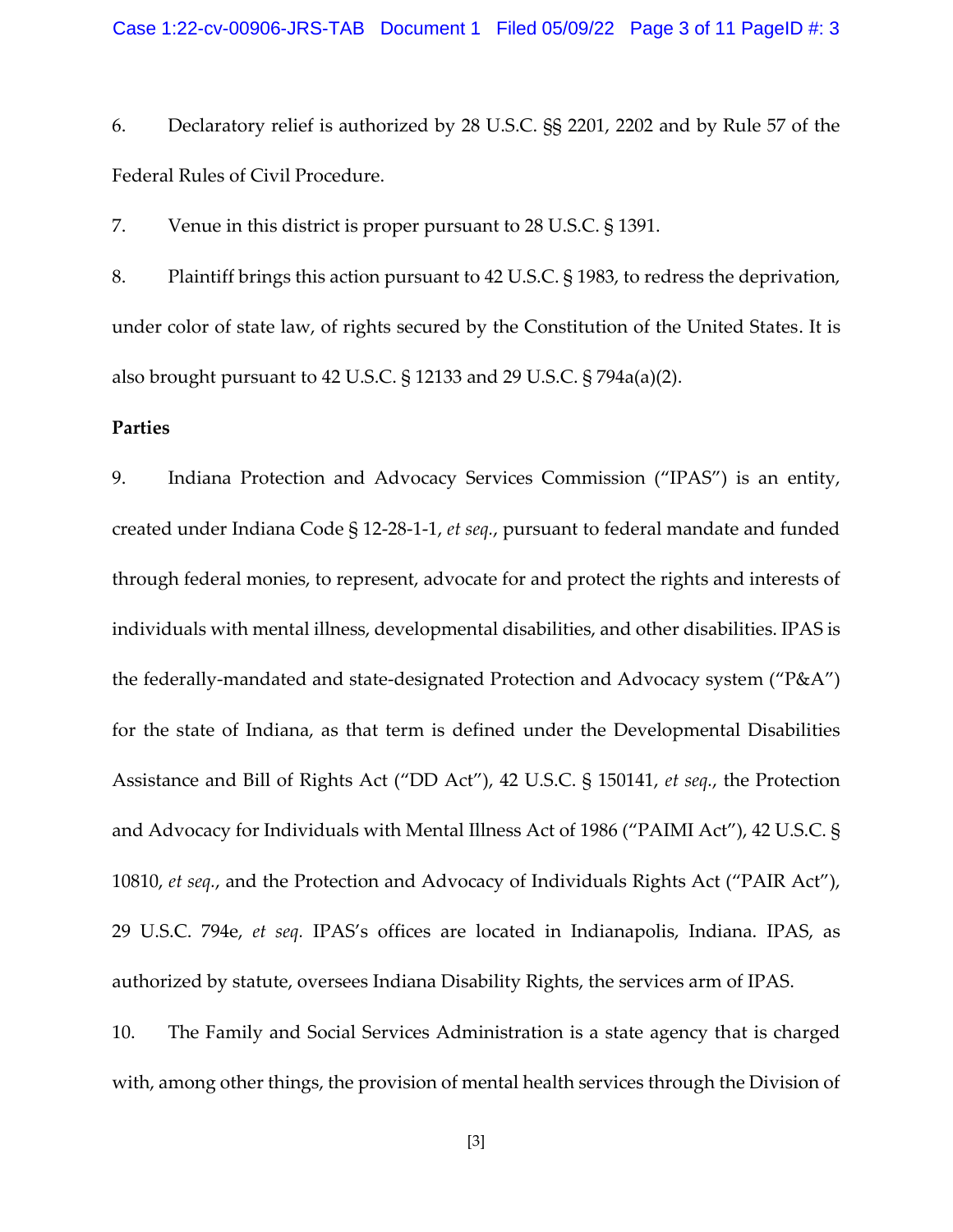6. Declaratory relief is authorized by 28 U.S.C. §§ 2201, 2202 and by Rule 57 of the Federal Rules of Civil Procedure.

7. Venue in this district is proper pursuant to 28 U.S.C. § 1391.

8. Plaintiff brings this action pursuant to 42 U.S.C. § 1983, to redress the deprivation, under color of state law, of rights secured by the Constitution of the United States. It is also brought pursuant to 42 U.S.C. § 12133 and 29 U.S.C. § 794a(a)(2).

**Parties**

9. Indiana Protection and Advocacy Services Commission ("IPAS") is an entity, created under Indiana Code § 12-28-1-1, *et seq.*, pursuant to federal mandate and funded through federal monies, to represent, advocate for and protect the rights and interests of individuals with mental illness, developmental disabilities, and other disabilities. IPAS is the federally-mandated and state-designated Protection and Advocacy system ("P&A") for the state of Indiana, as that term is defined under the Developmental Disabilities Assistance and Bill of Rights Act ("DD Act"), 42 U.S.C. § 150141, *et seq.*, the Protection and Advocacy for Individuals with Mental Illness Act of 1986 ("PAIMI Act"), 42 U.S.C. § 10810, *et seq.*, and the Protection and Advocacy of Individuals Rights Act ("PAIR Act"), 29 U.S.C. 794e, *et seq.* IPAS's offices are located in Indianapolis, Indiana. IPAS, as authorized by statute, oversees Indiana Disability Rights, the services arm of IPAS.

10. The Family and Social Services Administration is a state agency that is charged with, among other things, the provision of mental health services through the Division of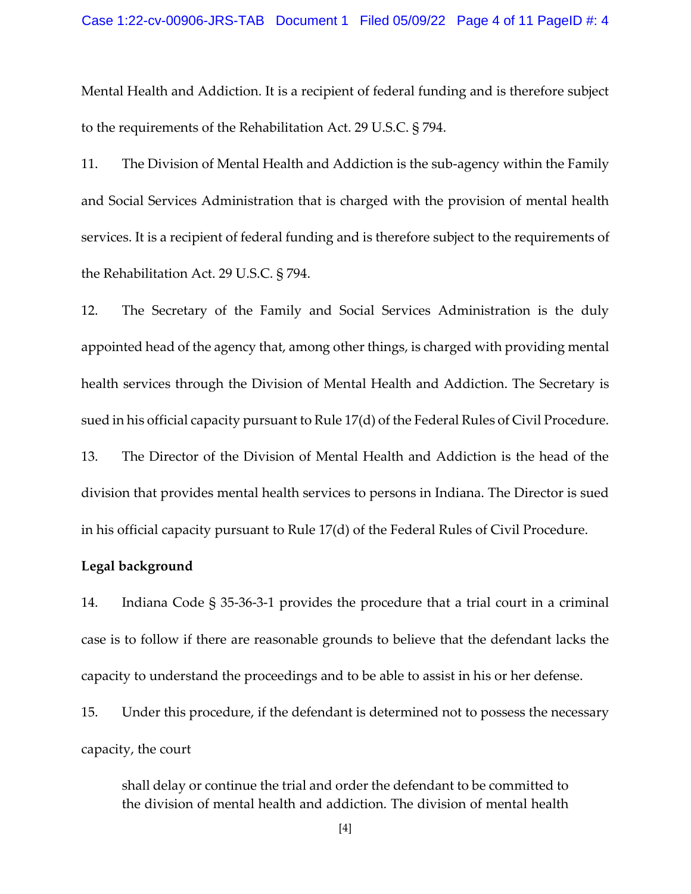Mental Health and Addiction. It is a recipient of federal funding and is therefore subject to the requirements of the Rehabilitation Act. 29 U.S.C. § 794.

11. The Division of Mental Health and Addiction is the sub-agency within the Family and Social Services Administration that is charged with the provision of mental health services. It is a recipient of federal funding and is therefore subject to the requirements of the Rehabilitation Act. 29 U.S.C. § 794.

12. The Secretary of the Family and Social Services Administration is the duly appointed head of the agency that, among other things, is charged with providing mental health services through the Division of Mental Health and Addiction. The Secretary is sued in his official capacity pursuant to Rule 17(d) of the Federal Rules of Civil Procedure.

13. The Director of the Division of Mental Health and Addiction is the head of the division that provides mental health services to persons in Indiana. The Director is sued in his official capacity pursuant to Rule 17(d) of the Federal Rules of Civil Procedure.

**Legal background**

14. Indiana Code § 35-36-3-1 provides the procedure that a trial court in a criminal case is to follow if there are reasonable grounds to believe that the defendant lacks the capacity to understand the proceedings and to be able to assist in his or her defense.

15. Under this procedure, if the defendant is determined not to possess the necessary capacity, the court

> shall delay or continue the trial and order the defendant to be committed to the division of mental health and addiction. The division of mental health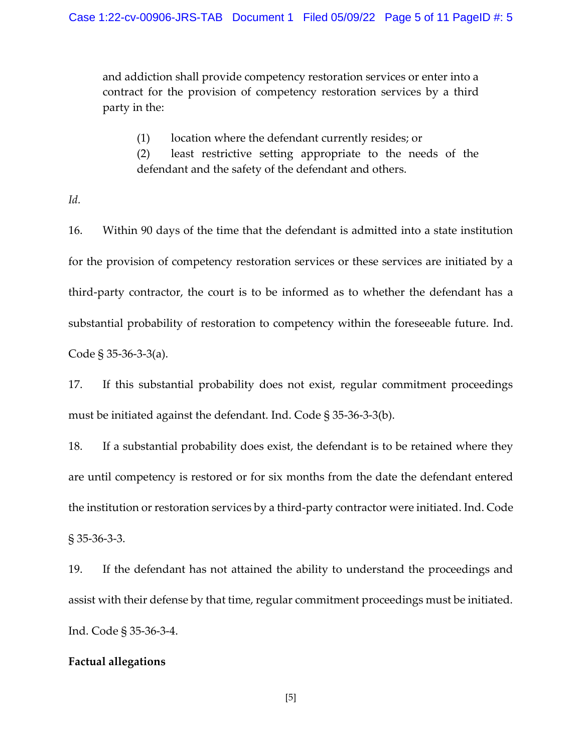> and addiction shall provide competency restoration services or enter into a contract for the provision of competency restoration services by a third party in the:
>
> (1) location where the defendant currently resides; or
>
> (2) least restrictive setting appropriate to the needs of the defendant and the safety of the defendant and others.

*Id.*

16. Within 90 days of the time that the defendant is admitted into a state institution for the provision of competency restoration services or these services are initiated by a third-party contractor, the court is to be informed as to whether the defendant has a substantial probability of restoration to competency within the foreseeable future. Ind. Code § 35-36-3-3(a).

17. If this substantial probability does not exist, regular commitment proceedings must be initiated against the defendant. Ind. Code § 35-36-3-3(b).

18. If a substantial probability does exist, the defendant is to be retained where they are until competency is restored or for six months from the date the defendant entered the institution or restoration services by a third-party contractor were initiated. Ind. Code § 35-36-3-3.

19. If the defendant has not attained the ability to understand the proceedings and assist with their defense by that time, regular commitment proceedings must be initiated. Ind. Code § 35-36-3-4.

**Factual allegations**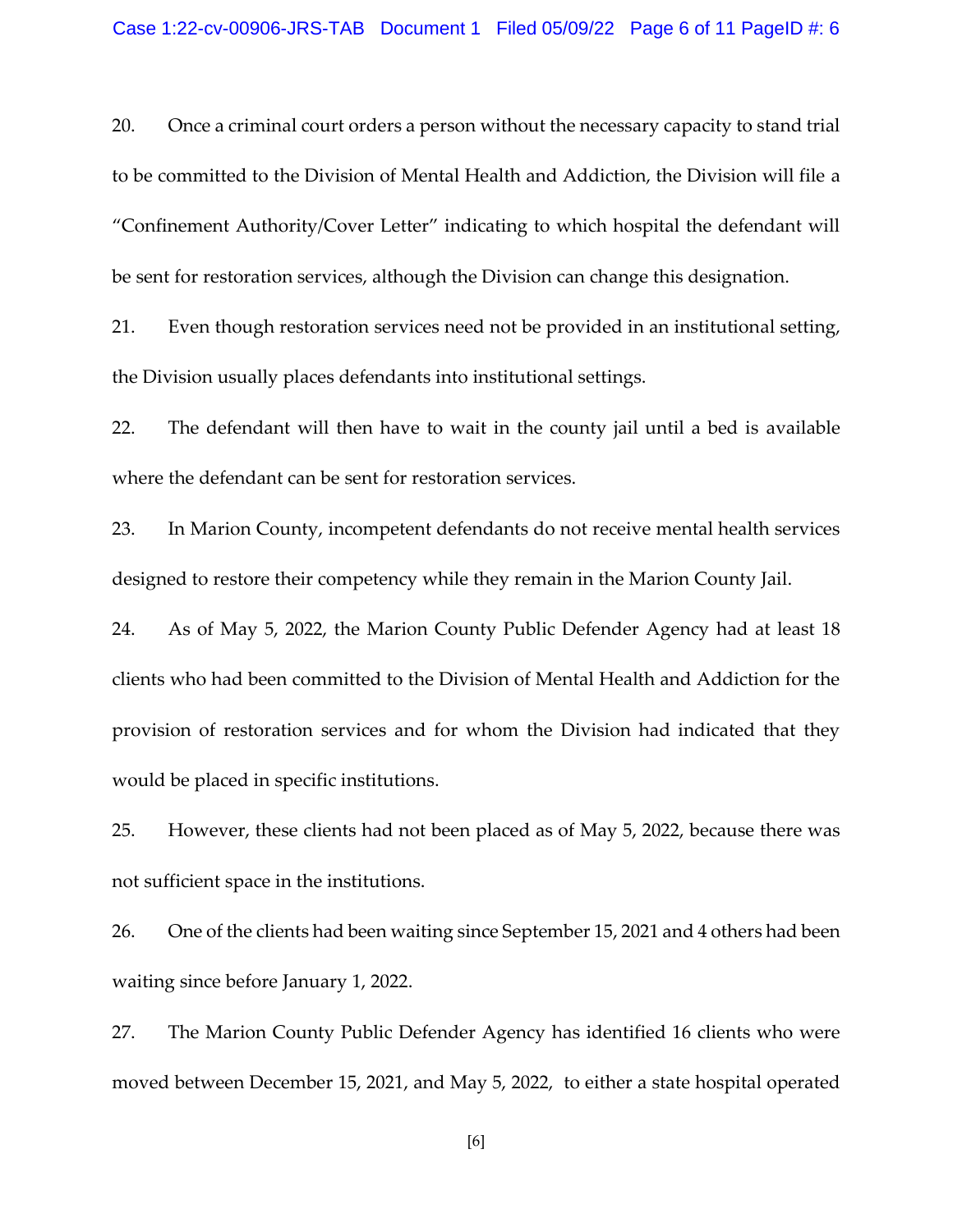20. Once a criminal court orders a person without the necessary capacity to stand trial to be committed to the Division of Mental Health and Addiction, the Division will file a "Confinement Authority/Cover Letter" indicating to which hospital the defendant will be sent for restoration services, although the Division can change this designation.

21. Even though restoration services need not be provided in an institutional setting, the Division usually places defendants into institutional settings.

22. The defendant will then have to wait in the county jail until a bed is available where the defendant can be sent for restoration services.

23. In Marion County, incompetent defendants do not receive mental health services designed to restore their competency while they remain in the Marion County Jail.

24. As of May 5, 2022, the Marion County Public Defender Agency had at least 18 clients who had been committed to the Division of Mental Health and Addiction for the provision of restoration services and for whom the Division had indicated that they would be placed in specific institutions.

25. However, these clients had not been placed as of May 5, 2022, because there was not sufficient space in the institutions.

26. One of the clients had been waiting since September 15, 2021 and 4 others had been waiting since before January 1, 2022.

27. The Marion County Public Defender Agency has identified 16 clients who were moved between December 15, 2021, and May 5, 2022, to either a state hospital operated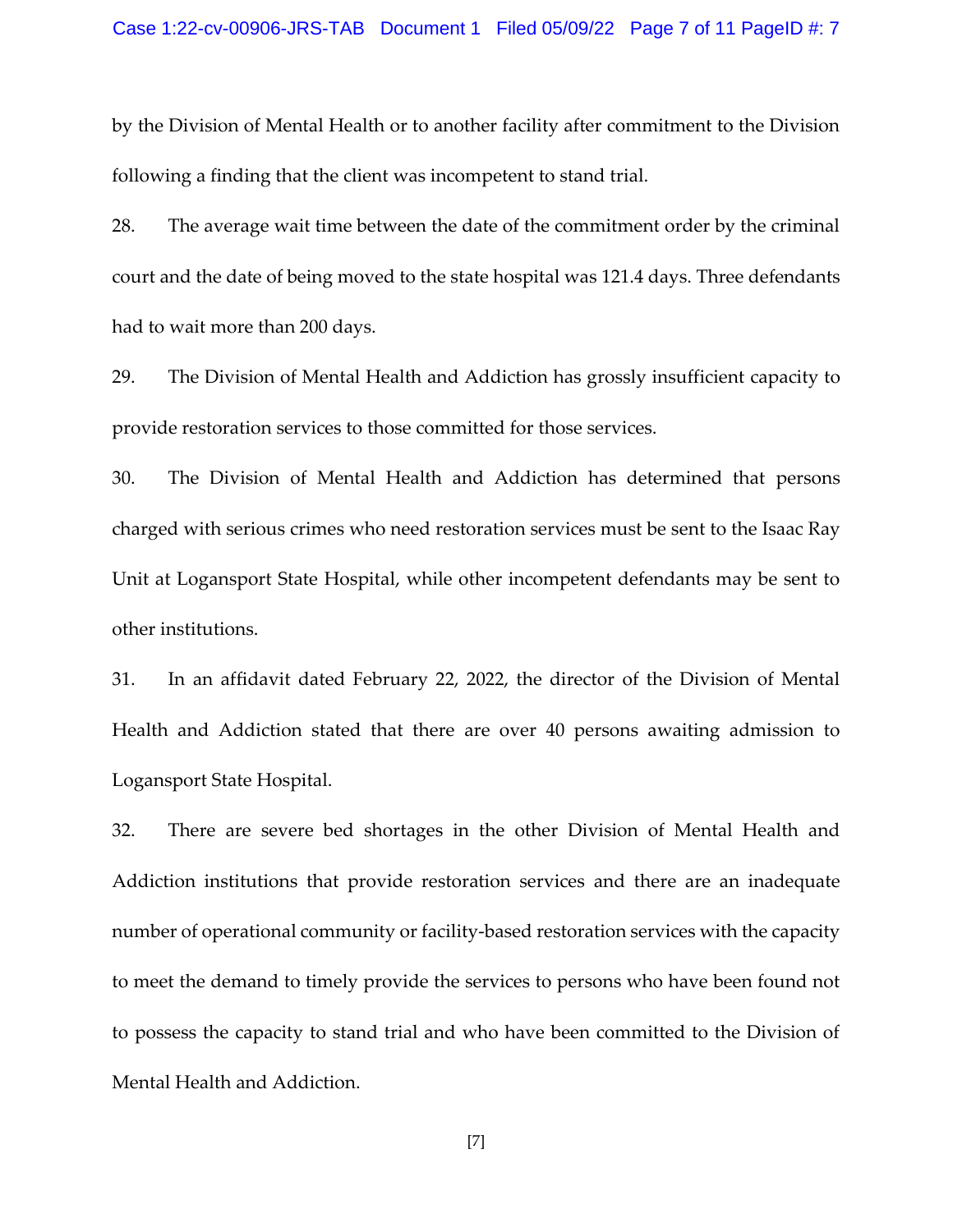by the Division of Mental Health or to another facility after commitment to the Division following a finding that the client was incompetent to stand trial.

28. The average wait time between the date of the commitment order by the criminal court and the date of being moved to the state hospital was 121.4 days. Three defendants had to wait more than 200 days.

29. The Division of Mental Health and Addiction has grossly insufficient capacity to provide restoration services to those committed for those services.

30. The Division of Mental Health and Addiction has determined that persons charged with serious crimes who need restoration services must be sent to the Isaac Ray Unit at Logansport State Hospital, while other incompetent defendants may be sent to other institutions.

31. In an affidavit dated February 22, 2022, the director of the Division of Mental Health and Addiction stated that there are over 40 persons awaiting admission to Logansport State Hospital.

32. There are severe bed shortages in the other Division of Mental Health and Addiction institutions that provide restoration services and there are an inadequate number of operational community or facility-based restoration services with the capacity to meet the demand to timely provide the services to persons who have been found not to possess the capacity to stand trial and who have been committed to the Division of Mental Health and Addiction.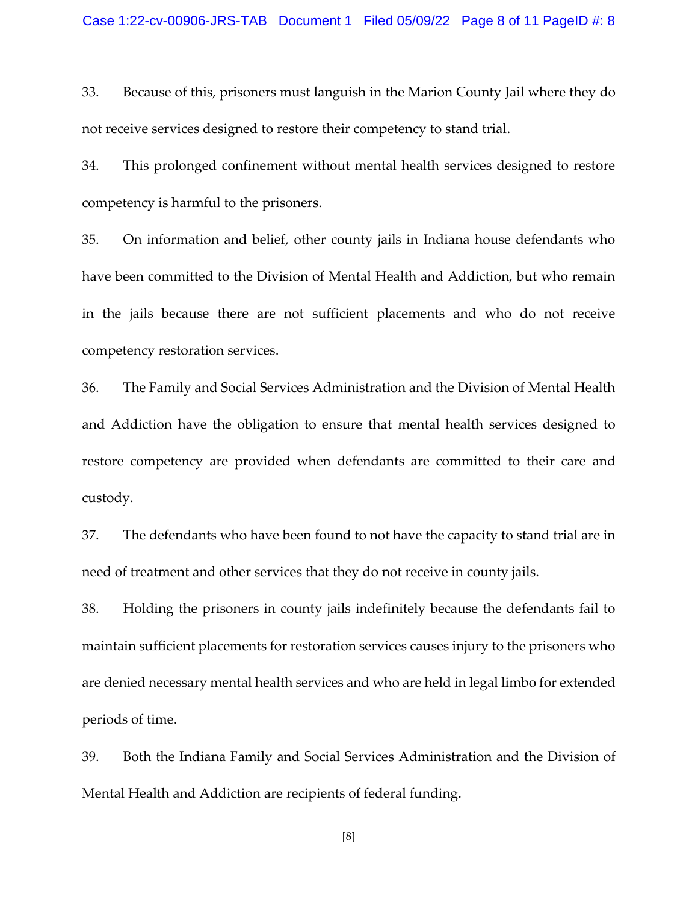33. Because of this, prisoners must languish in the Marion County Jail where they do not receive services designed to restore their competency to stand trial.

34. This prolonged confinement without mental health services designed to restore competency is harmful to the prisoners.

35. On information and belief, other county jails in Indiana house defendants who have been committed to the Division of Mental Health and Addiction, but who remain in the jails because there are not sufficient placements and who do not receive competency restoration services.

36. The Family and Social Services Administration and the Division of Mental Health and Addiction have the obligation to ensure that mental health services designed to restore competency are provided when defendants are committed to their care and custody.

37. The defendants who have been found to not have the capacity to stand trial are in need of treatment and other services that they do not receive in county jails.

38. Holding the prisoners in county jails indefinitely because the defendants fail to maintain sufficient placements for restoration services causes injury to the prisoners who are denied necessary mental health services and who are held in legal limbo for extended periods of time.

39. Both the Indiana Family and Social Services Administration and the Division of Mental Health and Addiction are recipients of federal funding.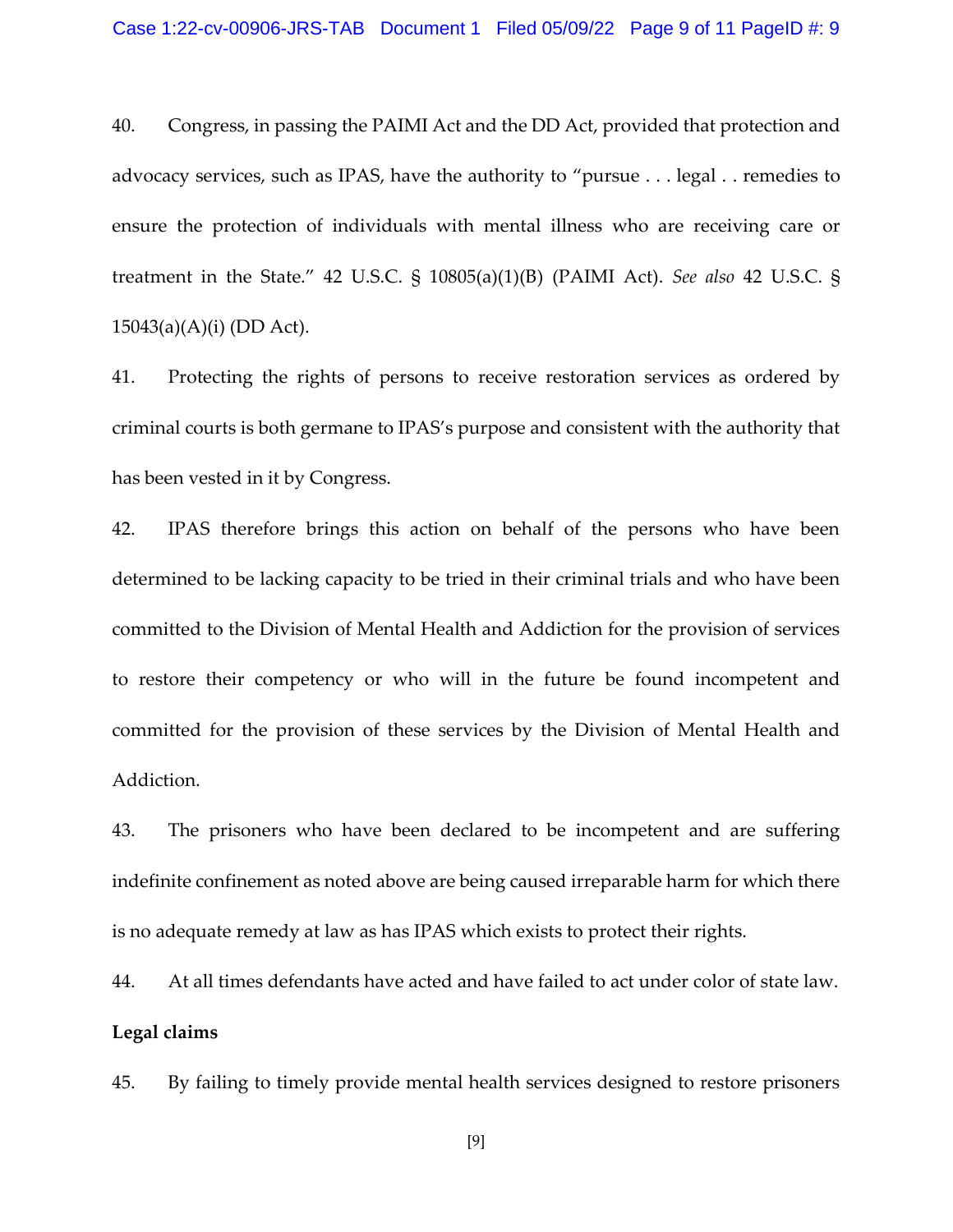40. Congress, in passing the PAIMI Act and the DD Act, provided that protection and advocacy services, such as IPAS, have the authority to "pursue . . . legal . . remedies to ensure the protection of individuals with mental illness who are receiving care or treatment in the State." 42 U.S.C. § 10805(a)(1)(B) (PAIMI Act). *See also* 42 U.S.C. § 15043(a)(A)(i) (DD Act).

41. Protecting the rights of persons to receive restoration services as ordered by criminal courts is both germane to IPAS's purpose and consistent with the authority that has been vested in it by Congress.

42. IPAS therefore brings this action on behalf of the persons who have been determined to be lacking capacity to be tried in their criminal trials and who have been committed to the Division of Mental Health and Addiction for the provision of services to restore their competency or who will in the future be found incompetent and committed for the provision of these services by the Division of Mental Health and Addiction.

43. The prisoners who have been declared to be incompetent and are suffering indefinite confinement as noted above are being caused irreparable harm for which there is no adequate remedy at law as has IPAS which exists to protect their rights.

44. At all times defendants have acted and have failed to act under color of state law.

**Legal claims**

45. By failing to timely provide mental health services designed to restore prisoners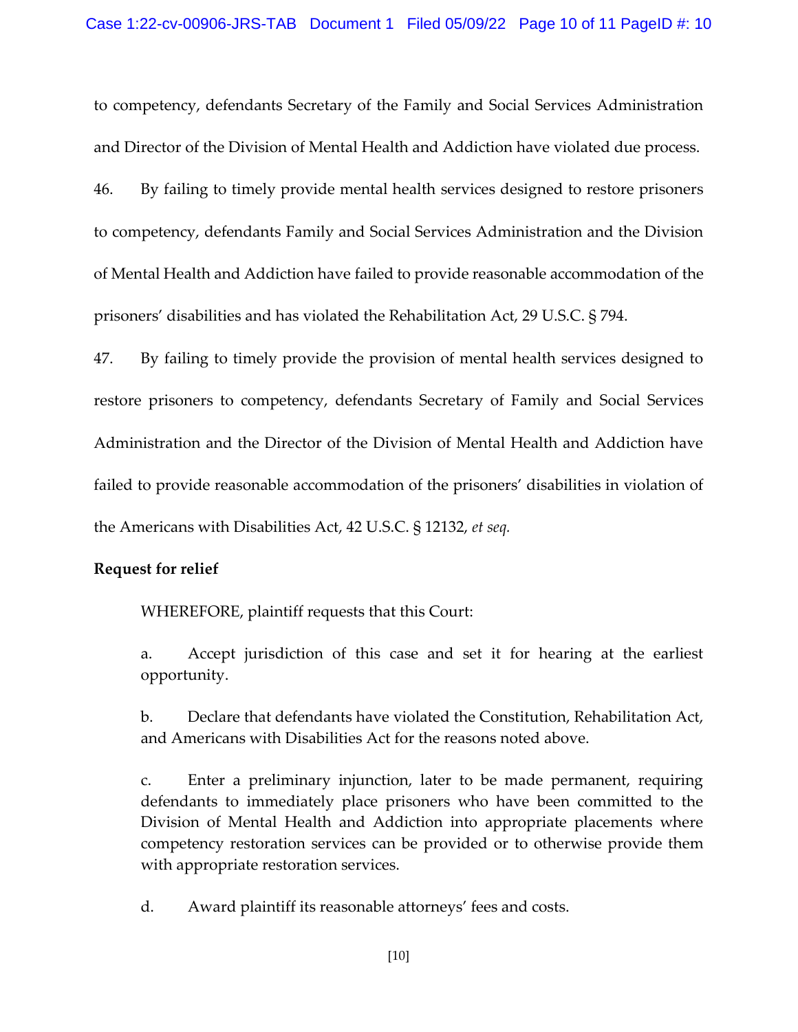to competency, defendants Secretary of the Family and Social Services Administration and Director of the Division of Mental Health and Addiction have violated due process.

46. By failing to timely provide mental health services designed to restore prisoners to competency, defendants Family and Social Services Administration and the Division of Mental Health and Addiction have failed to provide reasonable accommodation of the prisoners' disabilities and has violated the Rehabilitation Act, 29 U.S.C. § 794.

47. By failing to timely provide the provision of mental health services designed to restore prisoners to competency, defendants Secretary of Family and Social Services Administration and the Director of the Division of Mental Health and Addiction have failed to provide reasonable accommodation of the prisoners' disabilities in violation of the Americans with Disabilities Act, 42 U.S.C. § 12132, *et seq.*

**Request for relief**

WHEREFORE, plaintiff requests that this Court:

a. Accept jurisdiction of this case and set it for hearing at the earliest opportunity.

b. Declare that defendants have violated the Constitution, Rehabilitation Act, and Americans with Disabilities Act for the reasons noted above.

c. Enter a preliminary injunction, later to be made permanent, requiring defendants to immediately place prisoners who have been committed to the Division of Mental Health and Addiction into appropriate placements where competency restoration services can be provided or to otherwise provide them with appropriate restoration services.

d. Award plaintiff its reasonable attorneys' fees and costs.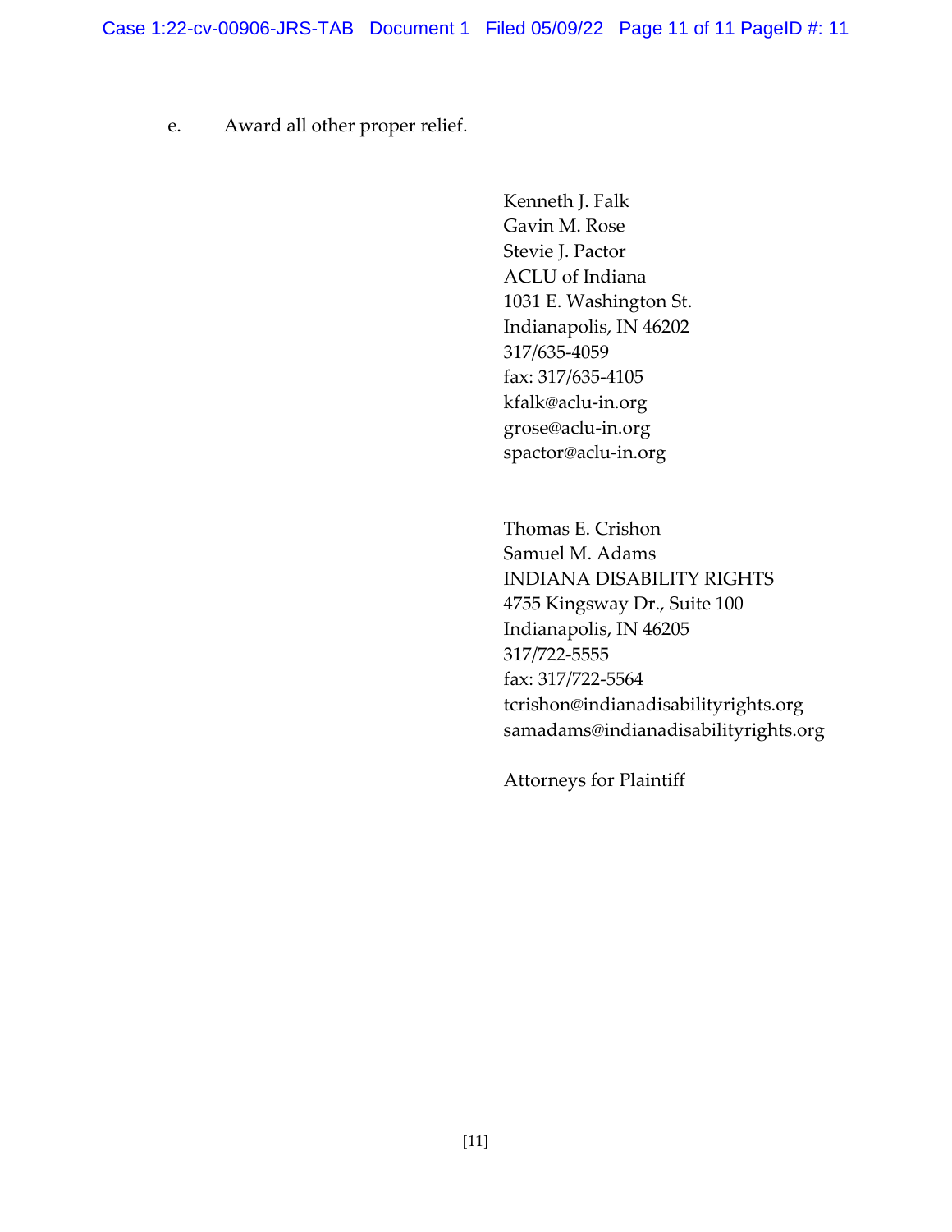e. Award all other proper relief.

Kenneth J. Falk
Gavin M. Rose
Stevie J. Pactor
ACLU of Indiana
1031 E. Washington St.
Indianapolis, IN 46202
317/635-4059
fax: 317/635-4105
kfalk@aclu-in.org
grose@aclu-in.org
spactor@aclu-in.org

Thomas E. Crishon
Samuel M. Adams
INDIANA DISABILITY RIGHTS
4755 Kingsway Dr., Suite 100
Indianapolis, IN 46205
317/722-5555
fax: 317/722-5564
tcrishon@indianadisabilityrights.org
samadams@indianadisabilityrights.org

Attorneys for Plaintiff